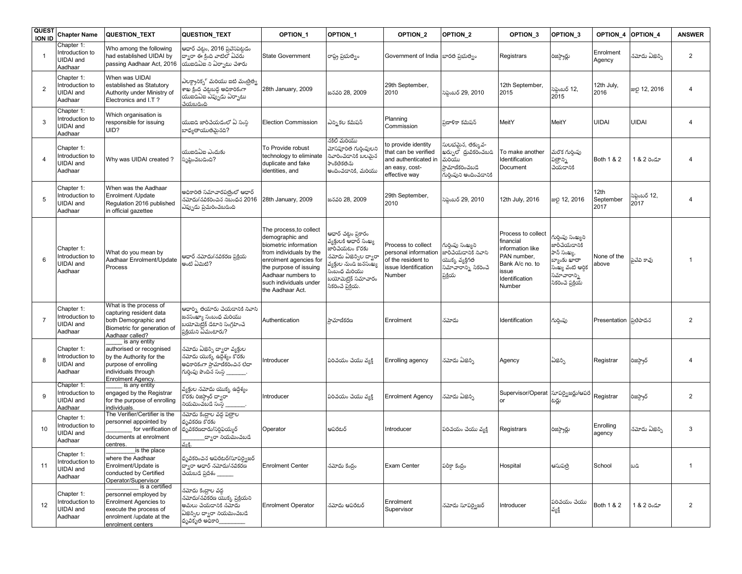| QUESTION ID | Chapter Name | QUESTION_TEXT | QUESTION_TEXT | OPTION_1 | OPTION_1 | OPTION_2 | OPTION_2 | OPTION_3 | OPTION_3 | OPTION_4 | OPTION_4 | ANSWER |
|---|---|---|---|---|---|---|---|---|---|---|---|---|
| 1 | Chapter 1: Introduction to UIDAI and Aadhaar | Who among the following had established UIDAI by passing Aadhaar Act, 2016 | ఆధార్ చట్టం, 2016 ప్రవేశపెట్టడం ద్వారా ఈ క్రింది వాటిలో ఎవరు యుఐడిఏఐ ని ఏర్పాటు చేశారు | State Government | రాష్ట్ర ప్రభుత్వం | Government of India | భారత ప్రభుత్వం | Registrars | రిజిస్ట్రార్లు | Enrolment Agency | నమోదు ఏజెన్సీ | 2 |
| 2 | Chapter 1: Introduction to UIDAI and Aadhaar | When was UIDAI established as Statutory Authority under Ministry of Electronics and I.T ? | ఎలక్ట్రానిక్స్ మరియు ఐటి మంత్రిత్వ శాఖ క్రింద చట్టబద్ధ అధికారికంగా యుఐడిఏఐ ఎప్పుడు ఏర్పాటు చేయబడింది | 28th January, 2009 | జనవరి 28, 2009 | 29th September, 2010 | సెప్టెంబర్ 29, 2010 | 12th September, 2015 | సెప్టెంబర్ 12, 2015 | 12th July, 2016 | జులై 12, 2016 | 4 |
| 3 | Chapter 1: Introduction to UIDAI and Aadhaar | Which organisation is responsible for issuing UID? | యుఐడి జారీచేయడంలో ఏ సంస్థ బాధ్యతాయుతమైనది? | Election Commission | ఎన్నికల కమిషన్ | Planning Commission | ప్రణాళికా కమిషన్ | MeitY | MeitY | UIDAI | UIDAI | 4 |
| 4 | Chapter 1: Introduction to UIDAI and Aadhaar | Why was UIDAI created ? | యుఐడిఏఐ ఎందుకు సృష్టించబడింది? | To Provide robust technology to eliminate duplicate and fake identities, and | నకిలీ మరియు మోసపూరిత గుర్తింపులని నివారించడానికి బలమైన సాంకేతికతను అందించడానికి, మరియు | to provide identity that can be verified and authenticated in an easy, cost-effective way | సులభమైన, తక్కువ-ఖర్చుతో ధృవీకరించబడి మరియు ప్రామాణీకరించబడే గుర్తింపుని అందించడానికి | To make another Identification Document | మరొక గుర్తింపు పత్రాన్ని చేయడానికి | Both 1 & 2 | 1 & 2 రెండూ | 4 |
| 5 | Chapter 1: Introduction to UIDAI and Aadhaar | When was the Aadhaar Enrolment /Update Regulation 2016 published in official gazette | అధికారిక సమాచారపత్రంలో ఆధార్ నమోదు/నవీకరించిన నిబంధన 2016 ఎప్పుడు ప్రచురించబడింది | 28th January, 2009 | జనవరి 28, 2009 | 29th September, 2010 | సెప్టెంబర్ 29, 2010 | 12th July, 2016 | జులై 12, 2016 | 12th September 2017 | సెప్టెంబర్ 12, 2017 | 4 |
| 6 | Chapter 1: Introduction to UIDAI and Aadhaar | What do you mean by Aadhaar Enrolment/Update Process | ఆధార్ నమోదు/నవీకరణ ప్రక్రియ అంటే ఏమిటి? | The process,to collect demographic and biometric information from individuals by the enrolment agencies for the purpose of issuing Aadhaar numbers to such individuals under the Aadhaar Act. | ఆధార్ చట్టం ప్రకారం వ్యక్తులకి ఆధార్ సంఖ్య జారీచేయటం కొరకు నమోదు ఏజెన్సీల ద్వారా వ్యక్తుల నుండి జనసంఖ్య సంబంధ మరియు బయోమెట్రిక్ సమాచారం సేకరించే ప్రక్రియ. | Process to collect personal information of the resident to issue Identification Number | గుర్తింపు సంఖ్యని జారీచేయడానికి నివాసి యొక్క వ్యక్తిగత సమాచారాన్ని సేకరించే ప్రక్రియ | Process to collect financial information like PAN number, Bank A/c no. to issue Identification Number | గుర్తింపు సంఖ్యని జారీచేయడానికి పాన్ సంఖ్య, బ్యాంకు ఖాతా సంఖ్య వంటి ఆర్థిక సమాచారాన్ని సేకరించే ప్రక్రియ | None of the above | పైవేవి కావు | 1 |
| 7 | Chapter 1: Introduction to UIDAI and Aadhaar | What is the process of capturing resident data both Demographic and Biometric for generation of Aadhaar called? | ఆధార్ని తయారు చేయడానికి నివాసి జనసంఖ్యా సంబంధ మరియు బయోమెట్రిక్ డేటాని సంగ్రహించే ప్రక్రియని ఏమంటారు? | Authentication | ప్రామాణీకరణ | Enrolment | నమోదు | Identification | గుర్తింపు | Presentation | ప్రతిపాదన | 2 |
| 8 | Chapter 1: Introduction to UIDAI and Aadhaar | _____ is any entity authorised or recognised by the Authority for the purpose of enrolling individuals through Enrolment Agency. | నమోదు ఏజెన్సీ ద్వారా వ్యక్తుల నమోదు యొక్క ఉద్దేశ్యం కొరకు అధికారికంగా ప్రామాణీకరించిన లేదా గుర్తింపు పొందిన సంస్థ ______. | Introducer | పరిచయం చేయు వ్యక్తి | Enrolling agency | నమోదు ఏజెన్సీ | Agency | ఏజెన్సీ | Registrar | రిజిస్ట్రార్ | 4 |
| 9 | Chapter 1: Introduction to UIDAI and Aadhaar | _____ is any entity engaged by the Registrar for the purpose of enrolling individuals. | వ్యక్తుల నమోదు యొక్క ఉద్దేశ్యం కొరకు రిజిస్ట్రార్ ద్వారా నియమించబడే సంస్థ ______. | Introducer | పరిచయం చేయు వ్యక్తి | Enrolment Agency | నమోదు ఏజెన్సీ | Supervisor/Operator | సూపర్వైజర్లు/ఆపరేటర్లు | Registrar | రిజిస్ట్రార్ | 2 |
| 10 | Chapter 1: Introduction to UIDAI and Aadhaar | The Verifier/Certifier is the personnel appointed by ________ for verification of documents at enrolment centres. | నమోదు కేంద్రాల వద్ద పత్రాల ధృవీకరణ కొరకు ధృవీకరణదారు/సర్టిఫయ్యర్ ________ద్వారా నియమించబడే వ్యక్తి. | Operator | ఆపరేటర్ | Introducer | పరిచయం చేయు వ్యక్తి | Registrars | రిజిస్ట్రార్లు | Enrolling agency | నమోదు ఏజెన్సీ | 3 |
| 11 | Chapter 1: Introduction to UIDAI and Aadhaar | _________is the place where the Aadhaar Enrolment/Update is conducted by Certified Operator/Supervisor | ధృవీకరించిన ఆపరేటర్/సూపర్వైజర్ ద్వారా ఆధార్ నమోదు/నవీకరణ చేయబడే ప్రదేశం _____ | Enrolment Center | నమోదు కేంద్రం | Exam Center | పరీక్షా కేంద్రం | Hospital | ఆసుపత్రి | School | బడి | 1 |
| 12 | Chapter 1: Introduction to UIDAI and Aadhaar | __________ is a certified personnel employed by Enrolment Agencies to execute the process of enrolment /update at the enrolment centers | నమోదు కేంద్రాల వద్ద నమోదు/నవీకరణ యొక్క ప్రక్రియని అమలు చేయడానికి నమోదు ఏజెన్సీల ద్వారా నియమించబడే ధృవీకృత అధికారి________ | Enrolment Operator | నమోదు ఆపరేటర్ | Enrolment Supervisor | నమోదు సూపర్వైజర్ | Introducer | పరిచయం చేయు వ్యక్తి | Both 1 & 2 | 1 & 2 రెండూ | 2 |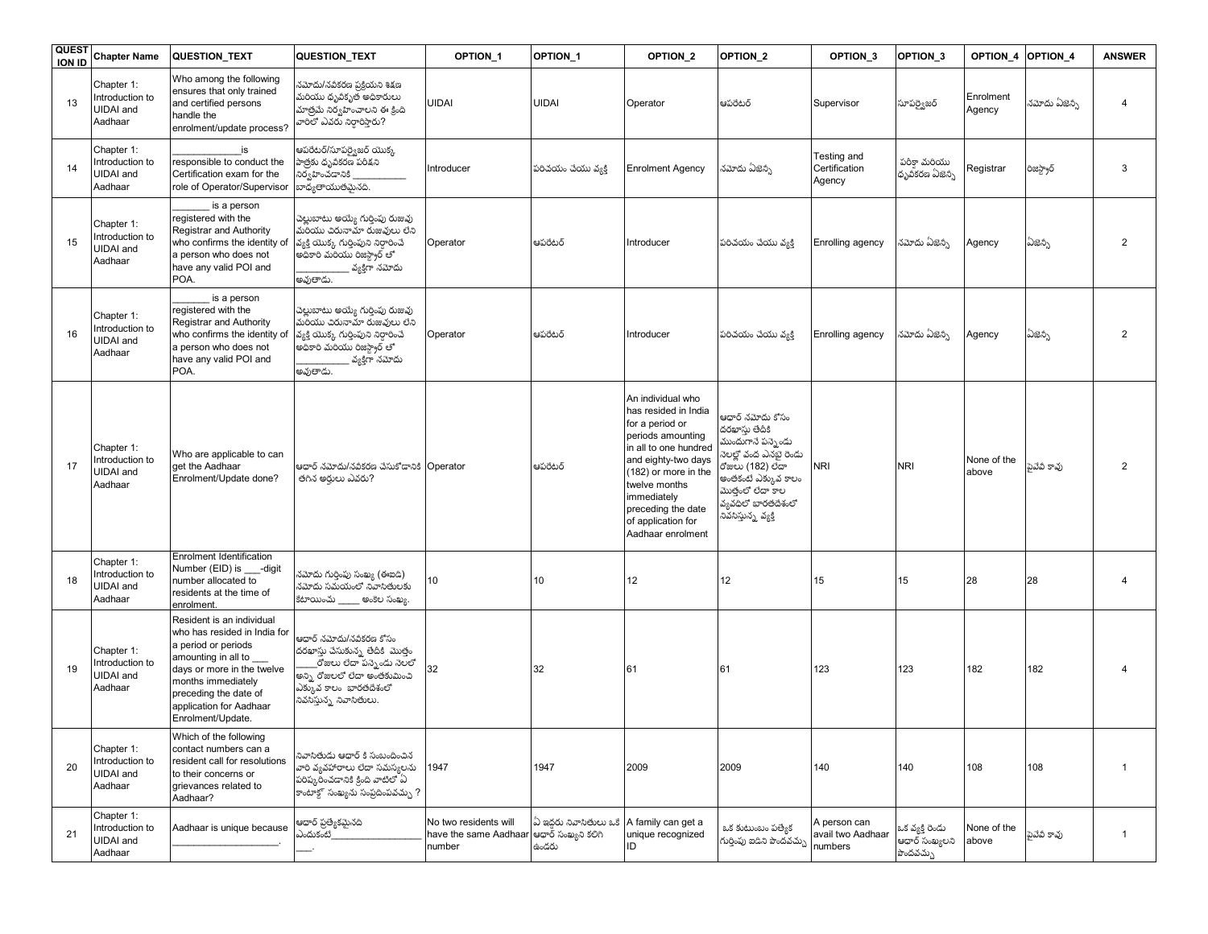| QUESTION ID | Chapter Name | QUESTION_TEXT | QUESTION_TEXT | OPTION_1 | OPTION_1 | OPTION_2 | OPTION_2 | OPTION_3 | OPTION_3 | OPTION_4 | OPTION_4 | ANSWER |
|---|---|---|---|---|---|---|---|---|---|---|---|---|
| 13 | Chapter 1: Introduction to UIDAI and Aadhaar | Who among the following ensures that only trained and certified persons handle the enrolment/update process? | నమోదు/నవీకరణ ప్రక్రియని శిక్షణ మరియు ధృవీకృత అధికారులు మాత్రమే నిర్వహించాలని ఈ క్రింది వారిలో ఎవరు నిర్ధారిస్తారు? | UIDAI | UIDAI | Operator | ఆపరేటర్ | Supervisor | సూపర్వైజర్ | Enrolment Agency | నమోదు ఏజెన్సీ | 4 |
| 14 | Chapter 1: Introduction to UIDAI and Aadhaar | ____________is responsible to conduct the Certification exam for the role of Operator/Supervisor | ఆపరేటర్/సూపర్వైజర్ యొక్క పాత్రకు ధృవీకరణ పరీక్షని నిర్వహించడానికి __________ బాధ్యతాయుతమైనది. | Introducer | పరిచయం చేయు వ్యక్తి | Enrolment Agency | నమోదు ఏజెన్సీ | Testing and Certification Agency | పరీక్షా మరియు ధృవీకరణ ఏజెన్సీ | Registrar | రిజిస్ట్రార్ | 3 |
| 15 | Chapter 1: Introduction to UIDAI and Aadhaar | _______ is a person registered with the Registrar and Authority who confirms the identity of a person who does not have any valid POI and POA. | చెల్లుబాటు అయ్యే గుర్తింపు రుజువు మరియు చిరునామా రుజువులు లేని వ్యక్తి యొక్క గుర్తింపుని నిర్ధారించే అధికారి మరియు రిజిస్ట్రార్ తో __________ వ్యక్తిగా నమోదు అవుతాడు. | Operator | ఆపరేటర్ | Introducer | పరిచయం చేయు వ్యక్తి | Enrolling agency | నమోదు ఏజెన్సీ | Agency | ఏజెన్సీ | 2 |
| 16 | Chapter 1: Introduction to UIDAI and Aadhaar | _______ is a person registered with the Registrar and Authority who confirms the identity of a person who does not have any valid POI and POA. | చెల్లుబాటు అయ్యే గుర్తింపు రుజువు మరియు చిరునామా రుజువులు లేని వ్యక్తి యొక్క గుర్తింపుని నిర్ధారించే అధికారి మరియు రిజిస్ట్రార్ తో __________ వ్యక్తిగా నమోదు అవుతాడు. | Operator | ఆపరేటర్ | Introducer | పరిచయం చేయు వ్యక్తి | Enrolling agency | నమోదు ఏజెన్సీ | Agency | ఏజెన్సీ | 2 |
| 17 | Chapter 1: Introduction to UIDAI and Aadhaar | Who are applicable to can get the Aadhaar Enrolment/Update done? | ఆధార్ నమోదు/నవీకరణ చేసుకోడానికి తగిన అర్హులు ఎవరు? | Operator | ఆపరేటర్ | An individual who has resided in India for a period or periods amounting in all to one hundred and eighty-two days (182) or more in the twelve months immediately preceding the date of application for Aadhaar enrolment | ఆధార్ నమోదు కోసం దరఖాస్తు తేదీకి ముందుగాని పన్నెండు నెలల్లో వంద ఎనభై రెండు రోజులు (182) లేదా అంతకంటే ఎక్కువ కాలం మొత్తంలో లేదా కాల వ్యవధిలో భారతదేశంలో నివసిస్తున్న వ్యక్తి | NRI | NRI | None of the above | పైవేవి కావు | 2 |
| 18 | Chapter 1: Introduction to UIDAI and Aadhaar | Enrolment Identification Number (EID) is ___-digit number allocated to residents at the time of enrolment. | నమోదు గుర్తింపు సంఖ్య (ఈఐడి) నమోదు సమయంలో నివాసితులకు కేటాయించు ____ అంకెల సంఖ్య. | 10 | 10 | 12 | 12 | 15 | 15 | 28 | 28 | 4 |
| 19 | Chapter 1: Introduction to UIDAI and Aadhaar | Resident is an individual who has resided in India for a period or periods amounting in all to ___ days or more in the twelve months immediately preceding the date of application for Aadhaar Enrolment/Update. | ఆధార్ నమోదు/నవీకరణ కోసం దరఖాస్తు చేసుకున్న తేదీకి మొత్తం ____రోజులు లేదా పన్నెండు నెలలో అన్ని రోజులలో లేదా అంతకుమించి ఎక్కువ కాలం భారతదేశంలో నివసిస్తున్న నివాసితులు. | 32 | 32 | 61 | 61 | 123 | 123 | 182 | 182 | 4 |
| 20 | Chapter 1: Introduction to UIDAI and Aadhaar | Which of the following contact numbers can a resident call for resolutions to their concerns or grievances related to Aadhaar? | నివాసితుడు ఆధార్ కి సంబంధించిన వారి వ్యవహారాలు లేదా సమస్యలను పరిష్కరించడానికి క్రింది వాటిలో ఏ కాంటాక్ట్ సంఖ్యను సంప్రదించవచ్చు ? | 1947 | 1947 | 2009 | 2009 | 140 | 140 | 108 | 108 | 1 |
| 21 | Chapter 1: Introduction to UIDAI and Aadhaar | Aadhaar is unique because ___________________. | ఆధార్ ప్రత్యేకమైనది ఎందుకంటే___________________. | No two residents will have the same Aadhaar number | ఏ ఇద్దరు నివాసితులు ఒకే ఆధార్ సంఖ్యని కలిగి ఉండరు | A family can get a unique recognized ID | ఒక కుటుంబం ప్రత్యేక గుర్తింపు ఐడిని పొందవచ్చు | A person can avail two Aadhaar numbers | ఒక వ్యక్తి రెండు ఆధార్ సంఖ్యలని పొందవచ్చు | None of the above | పైవేవి కావు | 1 |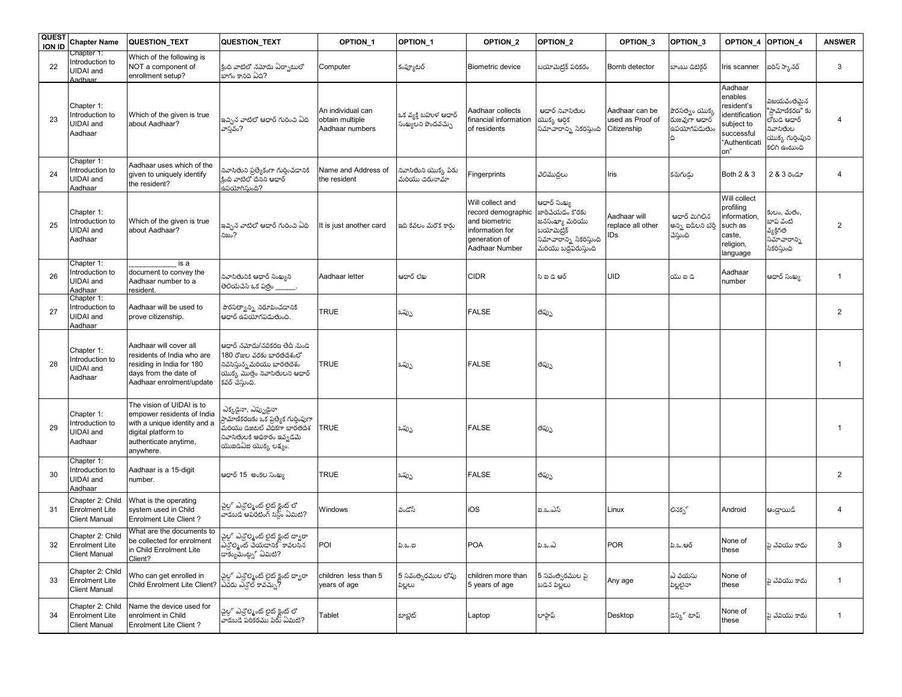| QUESTION ID | Chapter Name | QUESTION_TEXT | QUESTION_TEXT | OPTION_1 | OPTION_1 | OPTION_2 | OPTION_2 | OPTION_3 | OPTION_3 | OPTION_4 | OPTION_4 | ANSWER |
|---|---|---|---|---|---|---|---|---|---|---|---|---|
| 22 | Chapter 1: Introduction to UIDAI and Aadhaar | Which of the following is NOT a component of enrollment setup? | క్రింది వాటిలో నమోదు ఏర్పాటులో భాగం కానిది ఏది? | Computer | కంప్యూటర్ | Biometric device | బయోమెట్రిక్ పరికరం | Bomb detector | బాంబు డిటెక్టర్ | Iris scanner | ఐరిస్ స్కానర్ | 3 |
| 23 | Chapter 1: Introduction to UIDAI and Aadhaar | Which of the given is true about Aadhaar? | ఇచ్చిన వాటిలో ఆధార్ గురించి ఏది వాస్తవం? | An individual can obtain multiple Aadhaar numbers | ఒక వ్యక్తి బహుళ ఆధార్ సంఖ్యలని పొందవచ్చు | Aadhaar collects financial information of residents | ఆధార్ నివాసితుల యొక్క ఆర్థిక సమాచారాన్ని సేకరిస్తుంది | Aadhaar can be used as Proof of Citizenship | పౌరసత్వం యొక్క రుజువుగా ఆధార్ ఉపయోగించబడుతుంది | Aadhaar enables resident's identification subject to successful "Authentication" | విజయవంతమైన "ప్రామాణీకరణ" కు లోబడి ఆధార్ నివాసితుల యొక్క గుర్తింపుని కలిగి ఉంటుంది | 4 |
| 24 | Chapter 1: Introduction to UIDAI and Aadhaar | Aadhaar uses which of the given to uniquely identify the resident? | నివాసితుని ప్రత్యేకంగా గుర్తించడానికి క్రింది వాటిలో దేనిని ఆధార్ ఉపయోగిస్తుంది? | Name and Address of the resident | నివాసితుని యొక్క పేరు మరియు చిరునామా | Fingerprints | వేలిముద్రలు | Iris | కనుగుడ్డు | Both 2 & 3 | 2 & 3 రెండూ | 4 |
| 25 | Chapter 1: Introduction to UIDAI and Aadhaar | Which of the given is true about Aadhaar? | ఇచ్చిన వాటిలో ఆధార్ గురించి ఏది నిజం? | It is just another card | ఇది కేవలం మరొక కార్డు | Will collect and record demographic and biometric information for generation of Aadhaar Number | ఆధార్ సంఖ్య జారీచేయడం కొరకు జనసంఖ్యా మరియు బయోమెట్రిక్ సమాచారాన్ని సేకరిస్తుంది మరియు భద్రపరుస్తుంది | Aadhaar will replace all other IDs | ఆధార్ మిగిలిన అన్ని ఐడిలని భర్తీ చేస్తుంది | Will collect profiling information, such as caste, religion, language | కులం, మతం, భాష వంటి వ్యక్తిగత సమాచారాన్ని సేకరిస్తుంది | 2 |
| 26 | Chapter 1: Introduction to UIDAI and Aadhaar | ___________ is a document to convey the Aadhaar number to a resident. | నివాసితునికి ఆధార్ సంఖ్యని తెలియచేసే ఒక పత్రం _____. | Aadhaar letter | ఆధార్ లేఖ | CIDR | సి ఐ డి ఆర్ | UID | యు ఐ డి | Aadhaar number | ఆధార్ సంఖ్య | 1 |
| 27 | Chapter 1: Introduction to UIDAI and Aadhaar | Aadhaar will be used to prove citizenship. | పౌరసత్వాన్ని నిరూపించడానికి ఆధార్ ఉపయోగపడుతుంది. | TRUE | ఒప్పు | FALSE | తప్పు | | | | | 2 |
| 28 | Chapter 1: Introduction to UIDAI and Aadhaar | Aadhaar will cover all residents of India who are residing in India for 180 days from the date of Aadhaar enrolment/update | ఆధార్ నమోదు/నవీకరణ తేదీ నుండి 180 రోజుల వరకు భారతదేశంలో నివసిస్తున్న మరియు భారతదేశం యొక్క మొత్తం నివాసితులని ఆధార్ కవర్ చేస్తుంది. | TRUE | ఒప్పు | FALSE | తప్పు | | | | | 1 |
| 29 | Chapter 1: Introduction to UIDAI and Aadhaar | The vision of UIDAI is to empower residents of India with a unique identity and a digital platform to authenticate anytime, anywhere. | ఎక్కడైనా, ఎప్పుడైనా ప్రామాణీకరణకు ఒక ప్రత్యేక గుర్తింపుగా మరియు డిజిటల్ వేదికగా భారతదేశ నివాసితులకు అధికారం ఇవ్వడమే యుఐడిఏఐ యొక్క లక్ష్యం. | TRUE | ఒప్పు | FALSE | తప్పు | | | | | 1 |
| 30 | Chapter 1: Introduction to UIDAI and Aadhaar | Aadhaar is a 15-digit number. | ఆధార్ 15 అంకెల సంఖ్య | TRUE | ఒప్పు | FALSE | తప్పు | | | | | 2 |
| 31 | Chapter 2: Child Enrolment Lite Client Manual | What is the operating system used in Child Enrolment Lite Client ? | చైల్డ్ ఎన్రోల్మెంట్ లైట్ క్లైంట్ లో వాడబడే ఆపరేటింగ్ సిస్టం ఏమిటి? | Windows | విండోస్ | iOS | ఐ.ఒ.ఎస్ | Linux | లినక్స్ | Android | ఆండ్రాయిడ్ | 4 |
| 32 | Chapter 2: Child Enrolment Lite Client Manual | What are the documents to be collected for enrolment in Child Enrolment Lite Client? | చైల్డ్ ఎన్రోల్మెంట్ లైట్ క్లైంట్ ద్వారా ఎన్రోల్మెంట్ చేయడానికి కావలసిన డాక్యుమెంట్స్ ఏమిటి? | POI | పి.ఒ.ఐ | POA | పి.ఒ.ఎ | POR | పి.ఒ.ఆర్ | None of these | పై వేవియు కాదు | 3 |
| 33 | Chapter 2: Child Enrolment Lite Client Manual | Who can get enrolled in Child Enrolment Lite Client? | చైల్డ్ ఎన్రోల్మెంట్ లైట్ క్లైంట్ ద్వారా ఎవరు ఎన్రోల్ కావచ్చు? | children less than 5 years of age | 5 సంవత్సరముల లోపు పిల్లలు | children more than 5 years of age | 5 సంవత్సరముల పై బడిన పిల్లలు | Any age | ఏ వయసు పిల్లలైనా | None of these | పై వేవియు కాదు | 1 |
| 34 | Chapter 2: Child Enrolment Lite Client Manual | Name the device used for enrolment in Child Enrolment Lite Client ? | చైల్డ్ ఎన్రోల్మెంట్ లైట్ క్లైంట్ లో వాడబడే పరికరము పేరు ఏమిటి? | Tablet | టాబ్లెట్ | Laptop | ల్యాప్టాప్ | Desktop | డెస్క్ టాప్ | None of these | పై వేవియు కాదు | 1 |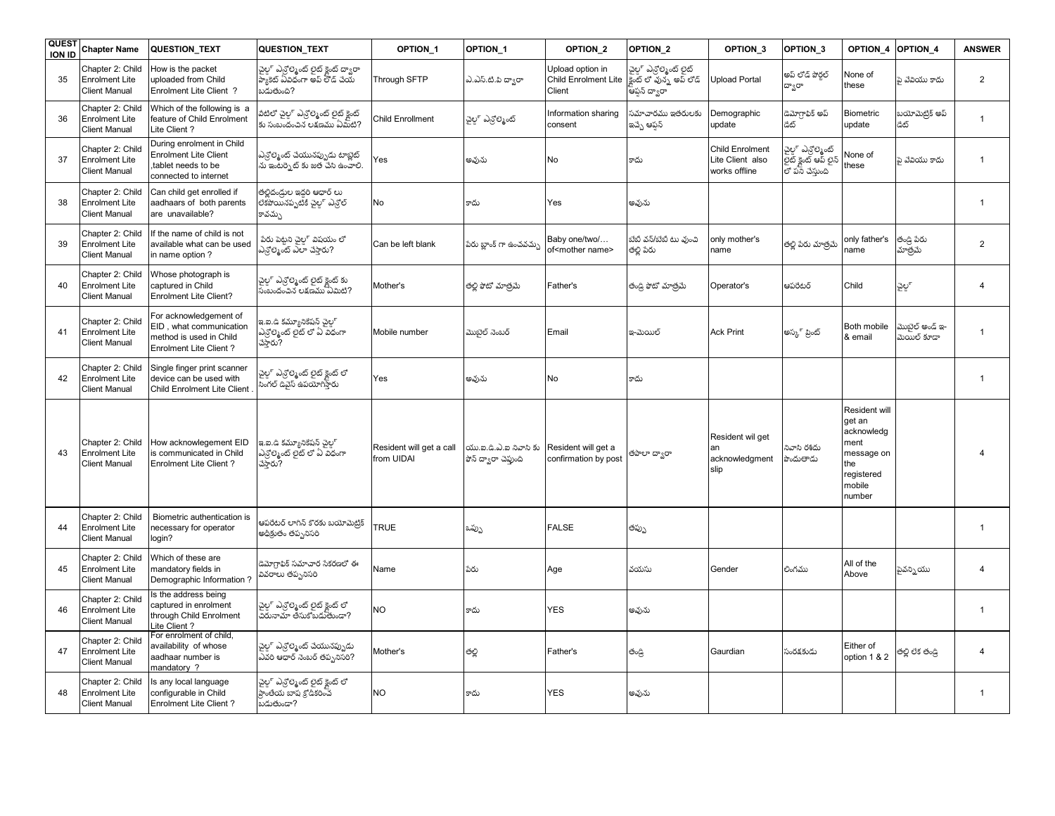| QUESTION ID | Chapter Name | QUESTION_TEXT | QUESTION_TEXT | OPTION_1 | OPTION_1 | OPTION_2 | OPTION_2 | OPTION_3 | OPTION_3 | OPTION_4 | OPTION_4 | ANSWER |
|---|---|---|---|---|---|---|---|---|---|---|---|---|
| 35 | Chapter 2: Child Enrolment Lite Client Manual | How is the packet uploaded from Child Enrolment Lite Client ? | చైల్డ్ ఎన్రోల్మెంట్ లైట్ క్లైంట్ ద్వారా ప్యాకెట్ ఏవిధంగా అప్ లోడ్ చేయబడుతుంది? | Through SFTP | ఎ.ఎస్.టి.పి ద్వారా | Upload option in Child Enrolment Lite Client | చైల్డ్ ఎన్రోల్మెంట్ లైట్ క్లైంట్ లో వున్న అప్ లోడ్ ఆప్షన్ ద్వారా | Upload Portal | అప్ లోడ్ పోర్టల్ ద్వారా | None of these | పై వేవియు కాదు | 2 |
| 36 | Chapter 2: Child Enrolment Lite Client Manual | Which of the following is a feature of Child Enrolment Lite Client ? | వీటిలో చైల్డ్ ఎన్రోల్మెంట్ లైట్ క్లైంట్ కు సంబంధించిన లక్షణము ఏమిటి? | Child Enrollment | చైల్డ్ ఎన్రోల్మెంట్ | Information sharing consent | సమాచారము ఇతరులకు ఇచ్చే ఆప్షన్ | Demographic update | డెమోగ్రాఫిక్ అప్ డేట్ | Biometric update | బయోమెట్రిక్ అప్ డేట్ | 1 |
| 37 | Chapter 2: Child Enrolment Lite Client Manual | During enrolment in Child Enrolment Lite Client ,tablet needs to be connected to internet | ఎన్రోల్మెంట్ చేయునప్పుడు టాబ్లెట్ ను ఇంటర్నెట్ కు జత చేసి ఉంచాలి. | Yes | అవును | No | కాదు | Child Enrolment Lite Client also works offline | చైల్డ్ ఎన్రోల్మెంట్ లైట్ క్లైంట్ ఆఫ్ లైన్ లో పని చేస్తుంది | None of these | పై వేవియు కాదు | 1 |
| 38 | Chapter 2: Child Enrolment Lite Client Manual | Can child get enrolled if aadhaars of both parents are unavailable? | తల్లిదండ్రుల ఇద్దరి ఆధార్ లు లేకపోయినప్పటికీ చైల్డ్ ఎన్రోల్ కావచ్చు | No | కాదు | Yes | అవును | | | | | 1 |
| 39 | Chapter 2: Child Enrolment Lite Client Manual | If the name of child is not available what can be used in name option ? | పేరు పెట్టని చైల్డ్ విషయం లో ఎన్రోల్మెంట్ ఎలా చేస్తారు? | Can be left blank | పేరు బ్లాంక్ గా ఉంచవచ్చు | Baby one/two/… of<mother name> | బేబీ వన్/బేబీ టు వుంచి తల్లి పేరు | only mother's name | తల్లి పేరు మాత్రమే | only father's name | తండ్రి పేరు మాత్రమే | 2 |
| 40 | Chapter 2: Child Enrolment Lite Client Manual | Whose photograph is captured in Child Enrolment Lite Client? | చైల్డ్ ఎన్రోల్మెంట్ లైట్ క్లైంట్ కు సంబంధించిన లక్షణము ఏమిటి? | Mother's | తల్లి ఫోటో మాత్రమే | Father's | తండ్రి ఫోటో మాత్రమే | Operator's | ఆపరేటర్ | Child | చైల్డ్ | 4 |
| 41 | Chapter 2: Child Enrolment Lite Client Manual | For acknowledgement of EID , what communication method is used in Child Enrolment Lite Client ? | ఇ.ఐ.డి కమ్యూనికేషన్ చైల్డ్ ఎన్రోల్మెంట్ లైట్ లో ఏ విధంగా చేస్తారు? | Mobile number | మొబైల్ నంబర్ | Email | ఇ-మెయిల్ | Ack Print | అక్ ప్రింట్ | Both mobile & email | మొబైల్ అండ్ ఇ-మెయిల్ కూడా | 1 |
| 42 | Chapter 2: Child Enrolment Lite Client Manual | Single finger print scanner device can be used with Child Enrolment Lite Client . | చైల్డ్ ఎన్రోల్మెంట్ లైట్ క్లైంట్ లో సింగిల్ డివైస్ ఉపయోగిస్తారు | Yes | అవును | No | కాదు | | | | | 1 |
| 43 | Chapter 2: Child Enrolment Lite Client Manual | How acknowlegement EID is communicated in Child Enrolment Lite Client ? | ఇ.ఐ.డి కమ్యూనికేషన్ చైల్డ్ ఎన్రోల్మెంట్ లైట్ లో ఏ విధంగా చేస్తారు? | Resident will get a call from UIDAI | యు.ఐ.డి.ఎ.ఐ నివాసి కు ఫోన్ ద్వారా చెప్తుంది | Resident will get a confirmation by post | తపాలా ద్వారా | Resident wil get an acknowledgment slip | నివాసి రశీదు పొందుతాడు | Resident will get an acknowledgment message on the registered mobile number | | 4 |
| 44 | Chapter 2: Child Enrolment Lite Client Manual | Biometric authentication is necessary for operator login? | ఆపరేటర్ లాగిన్ కొరకు బయోమెట్రిక్ అధీకృతం తప్పనిసరి | TRUE | ఒప్పు | FALSE | తప్పు | | | | | 1 |
| 45 | Chapter 2: Child Enrolment Lite Client Manual | Which of these are mandatory fields in Demographic Information ? | డెమోగ్రాఫిక్ సమాచార సేకరణలో ఈ వివరాలు తప్పనిసరి | Name | పేరు | Age | వయసు | Gender | లింగము | All of the Above | పైవన్నియు | 4 |
| 46 | Chapter 2: Child Enrolment Lite Client Manual | Is the address being captured in enrolment through Child Enrolment Lite Client ? | చైల్డ్ ఎన్రోల్మెంట్ లైట్ క్లైంట్ లో చిరునామా తీసుకోబడుతుందా? | NO | కాదు | YES | అవును | | | | | 1 |
| 47 | Chapter 2: Child Enrolment Lite Client Manual | For enrolment of child, availability of whose aadhaar number is mandatory ? | చైల్డ్ ఎన్రోల్మెంట్ చేయునప్పుడు ఎవరి ఆధార్ నంబర్ తప్పనిసరి? | Mother's | తల్లి | Father's | తండ్రి | Gaurdian | సంరక్షకుడు | Either of option 1 & 2 | తల్లి లేక తండ్రి | 4 |
| 48 | Chapter 2: Child Enrolment Lite Client Manual | Is any local language configurable in Child Enrolment Lite Client ? | చైల్డ్ ఎన్రోల్మెంట్ లైట్ క్లైంట్ లో ప్రాంతీయ బాష క్రోడీకరించబడుతుందా? | NO | కాదు | YES | అవును | | | | | 1 |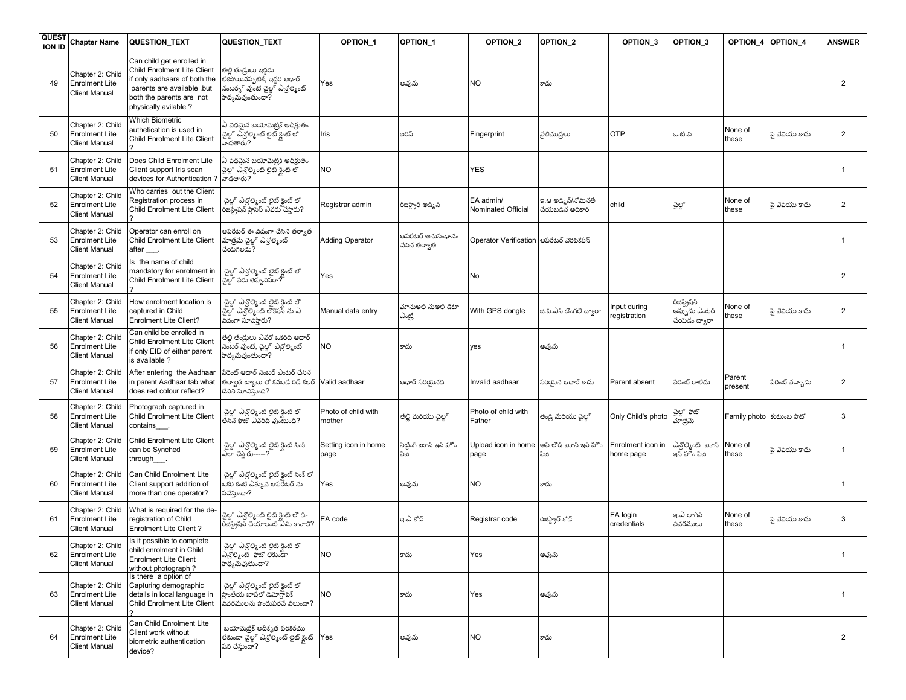| QUESTION ID | Chapter Name | QUESTION_TEXT | QUESTION_TEXT | OPTION_1 | OPTION_1 | OPTION_2 | OPTION_2 | OPTION_3 | OPTION_3 | OPTION_4 | OPTION_4 | ANSWER |
|---|---|---|---|---|---|---|---|---|---|---|---|---|
| 49 | Chapter 2: Child Enrolment Lite Client Manual | Can child get enrolled in Child Enrolment Lite Client if only aadhaars of both the parents are available ,but both the parents are not physically avilable ? | తల్లి తండ్రులు ఇద్దరు లేకపోయినప్పటికీ, ఇద్దరి ఆధార్ నంబర్స్ వుంటే చైల్డ్ ఎన్రోల్మెంట్ సాధ్యమవుతుందా? | Yes | అవును | NO | కాదు | | | | | 2 |
| 50 | Chapter 2: Child Enrolment Lite Client Manual | Which Biometric authetication is used in Child Enrolment Lite Client ? | ఏ విధమైన బయోమెట్రిక్ అధీకృతం చైల్డ్ ఎన్రోల్మెంట్ లైట్ క్లైంట్ లో వాడతారు? | Iris | ఐరిస్ | Fingerprint | వ్రేలిముద్రలు | OTP | ఓ.టి.పి | None of these | పై వేవియు కాదు | 2 |
| 51 | Chapter 2: Child Enrolment Lite Client Manual | Does Child Enrolment Lite Client support Iris scan devices for Authentication ? | ఏ విధమైన బయోమెట్రిక్ అధీకృతం చైల్డ్ ఎన్రోల్మెంట్ లైట్ క్లైంట్ లో వాడతారు? | NO | | YES | | | | | | 1 |
| 52 | Chapter 2: Child Enrolment Lite Client Manual | Who carries out the Client Registration process in Child Enrolment Lite Client ? | చైల్డ్ ఎన్రోల్మెంట్ లైట్ క్లైంట్ లో రిజిస్ట్రేషన్ ప్రాసెస్ ఎవరు చేస్తారు? | Registrar admin | రిజిస్ట్రార్ అడ్మిన్ | EA admin/ Nominated Official | ఇ.ఎ అడ్మిన్/నామినేటే చేయబడిన అధికారి | child | చైల్డ్ | None of these | పై వేవియు కాదు | 2 |
| 53 | Chapter 2: Child Enrolment Lite Client Manual | Operator can enroll on Child Enrolment Lite Client after ___. | ఆపరేటర్ ఈ విధంగా చేసిన తర్వాత మాత్రమే చైల్డ్ ఎన్రోల్మెంట్ చేయగలడు? | Adding Operator | ఆపరేటర్ అనుసంధానం చేసిన తర్వాత | Operator Verification | ఆపరేటర్ వెరిఫికేషన్ | | | | | 1 |
| 54 | Chapter 2: Child Enrolment Lite Client Manual | Is the name of child mandatory for enrolment in Child Enrolment Lite Client ? | చైల్డ్ ఎన్రోల్మెంట్ లైట్ క్లైంట్ లో చైల్డ్ పేరు తప్పనిసరా? | Yes | | No | | | | | | 2 |
| 55 | Chapter 2: Child Enrolment Lite Client Manual | How enrolment location is captured in Child Enrolment Lite Client? | చైల్డ్ ఎన్రోల్మెంట్ లైట్ క్లైంట్ లో చైల్డ్ ఎన్రోల్మెంట్ లొకేషన్ ను ఏ విధంగా సూచిస్తారు? | Manual data entry | మాన్యువల్ మాన్యువల్ డేటా ఎంట్రీ | With GPS dongle | జి.పి.ఎస్ డొంగల్ ద్వారా | Input during registration | రిజిస్ట్రేషన్ అప్పుడు ఎంటర్ చేయడం ద్వారా | None of these | పై వేవియు కాదు | 2 |
| 56 | Chapter 2: Child Enrolment Lite Client Manual | Can child be enrolled in Child Enrolment Lite Client if only EID of either parent is available ? | తల్లి తండ్రులు ఎవరో ఒకరిది ఆధార్ నెంబర్ వుంటే, చైల్డ్ ఎన్రోల్మెంట్ సాధ్యమవుతుందా? | NO | కాదు | yes | అవును | | | | | 1 |
| 57 | Chapter 2: Child Enrolment Lite Client Manual | After entering the Aadhaar in parent Aadhaar tab what does red colour reflect? | పేరెంట్ ఆధార్ నంబర్ ఎంటర్ చేసిన తర్వాత ట్యాబు లో కనబడే రెడ్ కలర్ దేనిని సూచిస్తుంది? | Valid aadhaar | ఆధార్ సరియైనది | Invalid aadhaar | సరియైన ఆధార్ కాదు | Parent absent | పేరెంట్ రాలేదు | Parent present | పేరెంట్ వచ్చాడు | 2 |
| 58 | Chapter 2: Child Enrolment Lite Client Manual | Photograph captured in Child Enrolment Lite Client contains___. | చైల్డ్ ఎన్రోల్మెంట్ లైట్ క్లైంట్ లో తీసిన ఫోటో ఎవరిది వుంటుంది? | Photo of child with mother | తల్లి మరియు చైల్డ్ | Photo of child with Father | తండ్రి మరియు చైల్డ్ | Only Child's photo | చైల్డ్ ఫోటో మాత్రమే | Family photo | కుటుంబ ఫోటో | 3 |
| 59 | Chapter 2: Child Enrolment Lite Client Manual | Child Enrolment Lite Client can be Synched through___. | చైల్డ్ ఎన్రోల్మెంట్ లైట్ క్లైంట్ సింక్ ఎలా చేస్తారు-----? | Setting icon in home page | సెట్టింగ్ ఐకాన్ ఇన్ హోం పేజ | Upload icon in home page | అప్ లోడ్ ఐకాన్ ఇన్ హోం పేజ | Enrolment icon in home page | ఎన్రోల్మెంట్ ఐకాన్ ఇన్ హోం పేజ | None of these | పై వేవియు కాదు | 1 |
| 60 | Chapter 2: Child Enrolment Lite Client Manual | Can Child Enrolment Lite Client support addition of more than one operator? | చైల్డ్ ఎన్రోల్మెంట్ లైట్ క్లైంట్ సింక్ లో ఒకరి కంటే ఎక్కువ ఆపరేటర్ ను సపోర్టు చేస్తుందా? | Yes | అవును | NO | కాదు | | | | | 1 |
| 61 | Chapter 2: Child Enrolment Lite Client Manual | What is required for the de-registration of Child Enrolment Lite Client ? | చైల్డ్ ఎన్రోల్మెంట్ లైట్ క్లైంట్ లో డి-రిజిస్ట్రేషన్ చేయాలంటే ఏమి కావాలి? | EA code | ఇ.ఎ కోడ్ | Registrar code | రిజిస్ట్రార్ కోడ్ | EA login credentials | ఇ.ఎ లాగిన్ వివరములు | None of these | పై వేవియు కాదు | 3 |
| 62 | Chapter 2: Child Enrolment Lite Client Manual | Is it possible to complete child enrolment in Child Enrolment Lite Client without photograph ? | చైల్డ్ ఎన్రోల్మెంట్ లైట్ క్లైంట్ లో ఎన్రోల్మెంట్ ఫోటో లేకుండా సాధ్యమవుతుందా? | NO | కాదు | Yes | అవును | | | | | 1 |
| 63 | Chapter 2: Child Enrolment Lite Client Manual | Is there a option of Capturing demographic details in local language in Child Enrolment Lite Client ? | చైల్డ్ ఎన్రోల్మెంట్ లైట్ క్లైంట్ లో ప్రాంతీయ బాషలో డెమోగ్రాఫిక్ వివరములను పొందుపరచే వీలుందా? | NO | కాదు | Yes | అవును | | | | | 1 |
| 64 | Chapter 2: Child Enrolment Lite Client Manual | Can Child Enrolment Lite Client work without biometric authentication device? | బయోమెట్రిక్ అధీకృత పరికరము లేకుండా చైల్డ్ ఎన్రోల్మెంట్ లైట్ క్లైంట్ పని చేస్తుందా? | Yes | అవును | NO | కాదు | | | | | 2 |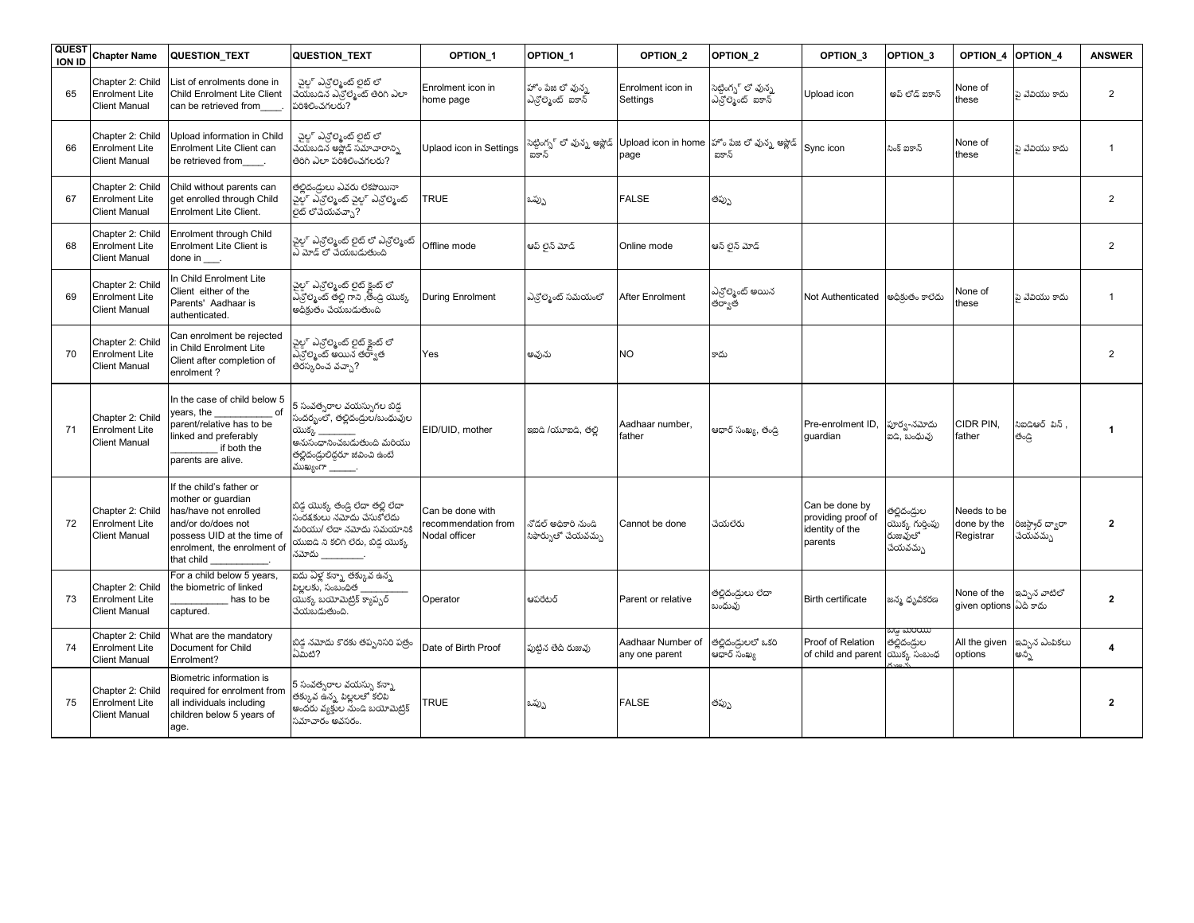| QUESTION ID | Chapter Name | QUESTION_TEXT | QUESTION_TEXT | OPTION_1 | OPTION_1 | OPTION_2 | OPTION_2 | OPTION_3 | OPTION_3 | OPTION_4 | OPTION_4 | ANSWER |
|---|---|---|---|---|---|---|---|---|---|---|---|---|
| 65 | Chapter 2: Child Enrolment Lite Client Manual | List of enrolments done in Child Enrolment Lite Client can be retrieved from____. | చైల్డ్ ఎన్రోల్మెంట్ లైట్ లో చేయబడిన ఎన్రోల్మెంట్ తిరిగి ఎలా పరిశీలించగలరు? | Enrolment icon in home page | హోం పేజ లో వున్న ఎన్రోల్మెంట్ ఐకాన్ | Enrolment icon in Settings | సెట్టింగ్స్ లో వున్న ఎన్రోల్మెంట్ ఐకాన్ | Upload icon | అప్ లోడ్ ఐకాన్ | None of these | పై చేవియు కాదు | 2 |
| 66 | Chapter 2: Child Enrolment Lite Client Manual | Upload information in Child Enrolment Lite Client can be retrieved from____. | చైల్డ్ ఎన్రోల్మెంట్ లైట్ లో చేయబడిన అప్లోడ్ సమాచారాన్ని తిరిగి ఎలా పరిశీలించగలరు? | Uplaod icon in Settings | సెట్టింగ్స్ లో వున్న అప్లోడ్ ఐకాన్ | Upload icon in home page | హోం పేజ లో వున్న అప్లోడ్ ఐకాన్ | Sync icon | సింక్ ఐకాన్ | None of these | పై చేవియు కాదు | 1 |
| 67 | Chapter 2: Child Enrolment Lite Client Manual | Child without parents can get enrolled through Child Enrolment Lite Client. | తల్లిదండ్రులు ఎవరు లేకపోయినా చైల్డ్ ఎన్రోల్మెంట్ చైల్డ్ ఎన్రోల్మెంట్ లైట్ లోచేయవచ్చా? | TRUE | ఒప్పు | FALSE | తప్పు | | | | | 2 |
| 68 | Chapter 2: Child Enrolment Lite Client Manual | Enrolment through Child Enrolment Lite Client is done in ___. | చైల్డ్ ఎన్రోల్మెంట్ లైట్ లో ఎన్రోల్మెంట్ ఏ మోడ్ లో చేయబడుతుంది | Offline mode | ఆఫ్ లైన్ మోడ్ | Online mode | ఆన్ లైన్ మోడ్ | | | | | 2 |
| 69 | Chapter 2: Child Enrolment Lite Client Manual | In Child Enrolment Lite Client either of the Parents' Aadhaar is authenticated. | చైల్డ్ ఎన్రోల్మెంట్ లైట్ క్లైంట్ లో ఎన్రోల్మెంట్ తల్లి గాని ,తండ్రి యొక్క అధీకృతం చేయబడుతుంది | During Enrolment | ఎన్రోల్మెంట్ సమయంలో | After Enrolment | ఎన్రోల్మెంట్ అయిన తర్వాత | Not Authenticated | అధీకృతం కాలేదు | None of these | పై చేవియు కాదు | 1 |
| 70 | Chapter 2: Child Enrolment Lite Client Manual | Can enrolment be rejected in Child Enrolment Lite Client after completion of enrolment ? | చైల్డ్ ఎన్రోల్మెంట్ లైట్ క్లైంట్ లో ఎన్రోల్మెంట్ అయిన తర్వాత తిరస్కరించ వచ్చా? | Yes | అవును | NO | కాదు | | | | | 2 |
| 71 | Chapter 2: Child Enrolment Lite Client Manual | In the case of child below 5 years, the __________ of parent/relative has to be linked and preferably ________ if both the parents are alive. | 5 సంవత్సరాల వయస్సుగల బిడ్డ సందర్భంలో, తల్లిదండ్రుల/బంధువుల యొక్క ________ అనుసంధానించబడుతుంది మరియు తల్లిదండ్రులిద్దరూ జీవించి ఉంటే ముఖ్యంగా _____. | EID/UID, mother | ఇఐడి /యూఐడి, తల్లి | Aadhaar number, father | ఆధార్ సంఖ్య, తండ్రి | Pre-enrolment ID, guardian | పూర్వ-నమోదు ఐడి, బంధువు | CIDR PIN, father | సిఐడిఆర్ పిన్ , తండ్రి | **1** |
| 72 | Chapter 2: Child Enrolment Lite Client Manual | If the child's father or mother or guardian has/have not enrolled and/or do/does not possess UID at the time of enrolment, the enrolment of that child __________. | బిడ్డ యొక్క తండ్రి లేదా తల్లి లేదా సంరక్షకులు నమోదు చేసుకోలేదు మరియు/ లేదా నమోదు సమయానికి యుఐడి ని కలిగి లేరు, బిడ్డ యొక్క నమోదు ________. | Can be done with recommendation from Nodal officer | నోడల్ అధికారి నుండి సిఫార్సుతో చేయవచ్చు | Cannot be done | చేయలేరు | Can be done by providing proof of identity of the parents | తల్లిదండ్రుల యొక్క గుర్తింపు రుజువుతో చేయవచ్చు | Needs to be done by the Registrar | రిజిస్ట్రార్ ద్వారా చేయవచ్చు | **2** |
| 73 | Chapter 2: Child Enrolment Lite Client Manual | For a child below 5 years, the biometric of linked __________ has to be captured. | ఐదు ఎళ్ల కన్నా తక్కువ ఉన్న పిల్లలకు, సంబంధిత ________ యొక్క బయోమెట్రిక్ క్యాప్చర్ చేయబడుతుంది. | Operator | ఆపరేటర్ | Parent or relative | తల్లిదండ్రులు లేదా బంధువు | Birth certificate | జన్మ ధృవీకరణ | None of the given options | ఇచ్చిన వాటిలో ఏది కాదు | **2** |
| 74 | Chapter 2: Child Enrolment Lite Client Manual | What are the mandatory Document for Child Enrolment? | బిడ్డ నమోదు కొరకు తప్పనిసరి పత్రం ఏమిటి? | Date of Birth Proof | పుట్టిన తేది రుజువు | Aadhaar Number of any one parent | తల్లిదండ్రులలో ఒకరి ఆధార్ సంఖ్య | Proof of Relation of child and parent | బిడ్డ మరియు తల్లిదండ్రుల యొక్క సంబంధ రుజువు | All the given options | ఇచ్చిన ఎంపికలు అన్ని | **4** |
| 75 | Chapter 2: Child Enrolment Lite Client Manual | Biometric information is required for enrolment from all individuals including children below 5 years of age. | 5 సంవత్సరాల వయస్సు కన్నా తక్కువ ఉన్న పిల్లలతో కలిపి అందరు వ్యక్తుల నుండి బయోమెట్రిక్ సమాచారం అవసరం. | TRUE | ఒప్పు | FALSE | తప్పు | | | | | **2** |